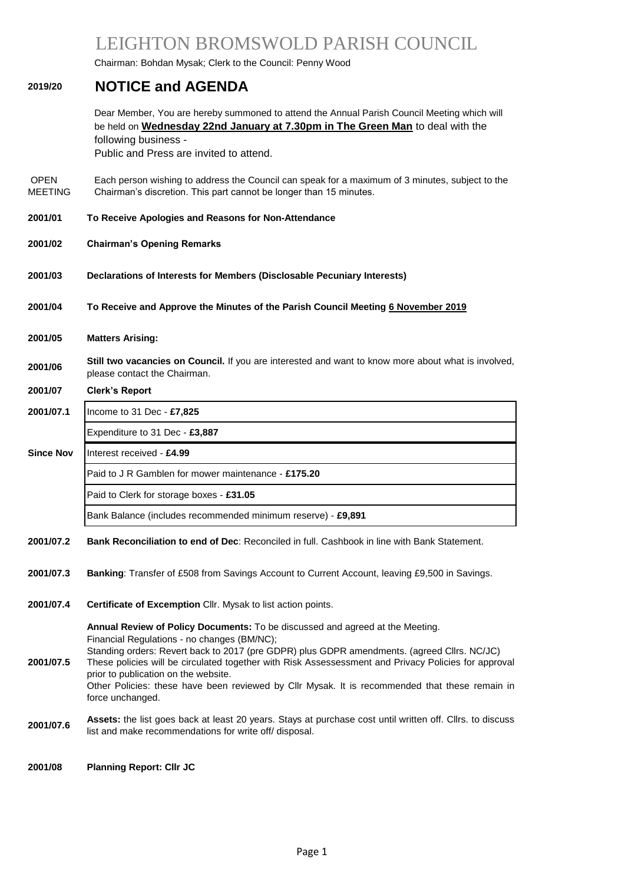# LEIGHTON BROMSWOLD PARISH COUNCIL

Chairman: Bohdan Mysak; Clerk to the Council: Penny Wood

## 2019/20 NOTICE and AGENDA

Dear Member, You are hereby summoned to attend the Annual Parish Council Meeting which will be held on **Wednesday 22nd January at 7.30pm in The Green Man** to deal with the following business -
Public and Press are invited to attend.

OPEN MEETING — Each person wishing to address the Council can speak for a maximum of 3 minutes, subject to the Chairman's discretion. This part cannot be longer than 15 minutes.

**2001/01** **To Receive Apologies and Reasons for Non-Attendance**

**2001/02** **Chairman's Opening Remarks**

**2001/03** **Declarations of Interests for Members (Disclosable Pecuniary Interests)**

**2001/04** **To Receive and Approve the Minutes of the Parish Council Meeting 6 November 2019**

**2001/05** **Matters Arising:**

**2001/06** **Still two vacancies on Council.** If you are interested and want to know more about what is involved, please contact the Chairman.

**2001/07** **Clerk's Report**

| | |
|---|---|
| **2001/07.1** | Income to 31 Dec - **£7,825** |
| | Expenditure to 31 Dec - **£3,887** |
| **Since Nov** | Interest received - **£4.99** |
| | Paid to J R Gamblen for mower maintenance - **£175.20** |
| | Paid to Clerk for storage boxes - **£31.05** |
| | Bank Balance (includes recommended minimum reserve) - **£9,891** |

**2001/07.2** **Bank Reconciliation to end of Dec**: Reconciled in full. Cashbook in line with Bank Statement.

**2001/07.3** **Banking**: Transfer of £508 from Savings Account to Current Account, leaving £9,500 in Savings.

**2001/07.4** **Certificate of Excemption** Cllr. Mysak to list action points.

**2001/07.5** **Annual Review of Policy Documents:** To be discussed and agreed at the Meeting.
Financial Regulations - no changes (BM/NC);
Standing orders: Revert back to 2017 (pre GDPR) plus GDPR amendments. (agreed Cllrs. NC/JC)
These policies will be circulated together with Risk Assessessment and Privacy Policies for approval prior to publication on the website.
Other Policies: these have been reviewed by Cllr Mysak. It is recommended that these remain in force unchanged.

**2001/07.6** **Assets:** the list goes back at least 20 years. Stays at purchase cost until written off. Cllrs. to discuss list and make recommendations for write off/ disposal.

**2001/08** **Planning Report: Cllr JC**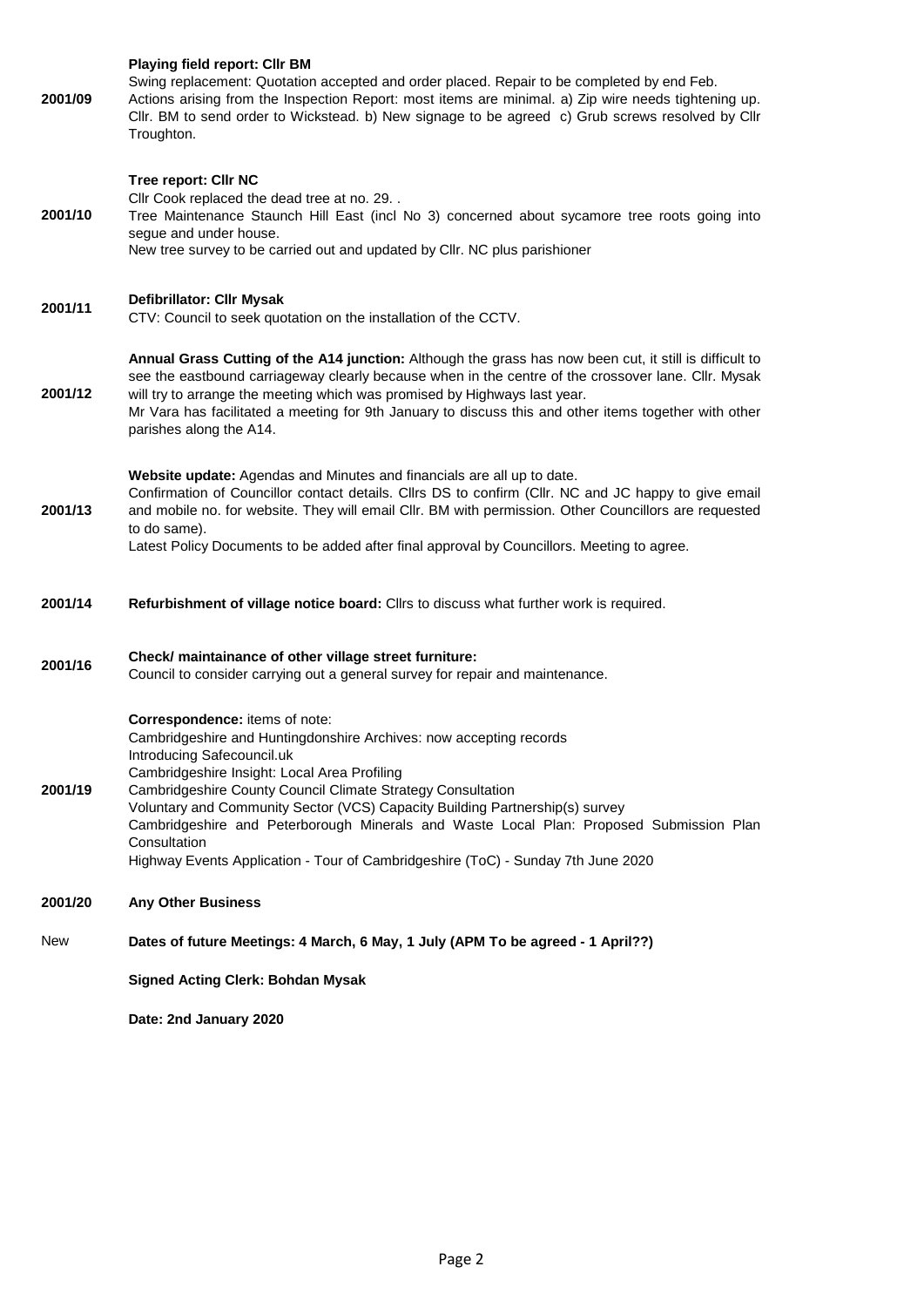**2001/09** **Playing field report: Cllr BM**
Swing replacement: Quotation accepted and order placed. Repair to be completed by end Feb.
Actions arising from the Inspection Report: most items are minimal. a) Zip wire needs tightening up. Cllr. BM to send order to Wickstead. b) New signage to be agreed c) Grub screws resolved by Cllr Troughton.

**2001/10** **Tree report: Cllr NC**
Cllr Cook replaced the dead tree at no. 29. .
Tree Maintenance Staunch Hill East (incl No 3) concerned about sycamore tree roots going into segue and under house.
New tree survey to be carried out and updated by Cllr. NC plus parishioner

**2001/11** **Defibrillator: Cllr Mysak**
CTV: Council to seek quotation on the installation of the CCTV.

**2001/12** **Annual Grass Cutting of the A14 junction:** Although the grass has now been cut, it still is difficult to see the eastbound carriageway clearly because when in the centre of the crossover lane. Cllr. Mysak will try to arrange the meeting which was promised by Highways last year.
Mr Vara has facilitated a meeting for 9th January to discuss this and other items together with other parishes along the A14.

**2001/13** **Website update:** Agendas and Minutes and financials are all up to date.
Confirmation of Councillor contact details. Cllrs DS to confirm (Cllr. NC and JC happy to give email and mobile no. for website. They will email Cllr. BM with permission. Other Councillors are requested to do same).
Latest Policy Documents to be added after final approval by Councillors. Meeting to agree.

**2001/14** **Refurbishment of village notice board:** Cllrs to discuss what further work is required.

**2001/16** **Check/ maintainance of other village street furniture:**
Council to consider carrying out a general survey for repair and maintenance.

**2001/19** **Correspondence:** items of note:
Cambridgeshire and Huntingdonshire Archives: now accepting records
Introducing Safecouncil.uk
Cambridgeshire Insight: Local Area Profiling
Cambridgeshire County Council Climate Strategy Consultation
Voluntary and Community Sector (VCS) Capacity Building Partnership(s) survey
Cambridgeshire and Peterborough Minerals and Waste Local Plan: Proposed Submission Plan Consultation
Highway Events Application - Tour of Cambridgeshire (ToC) - Sunday 7th June 2020

**2001/20** **Any Other Business**

New **Dates of future Meetings: 4 March, 6 May, 1 July (APM To be agreed - 1 April??)**

**Signed Acting Clerk: Bohdan Mysak**

**Date: 2nd January 2020**